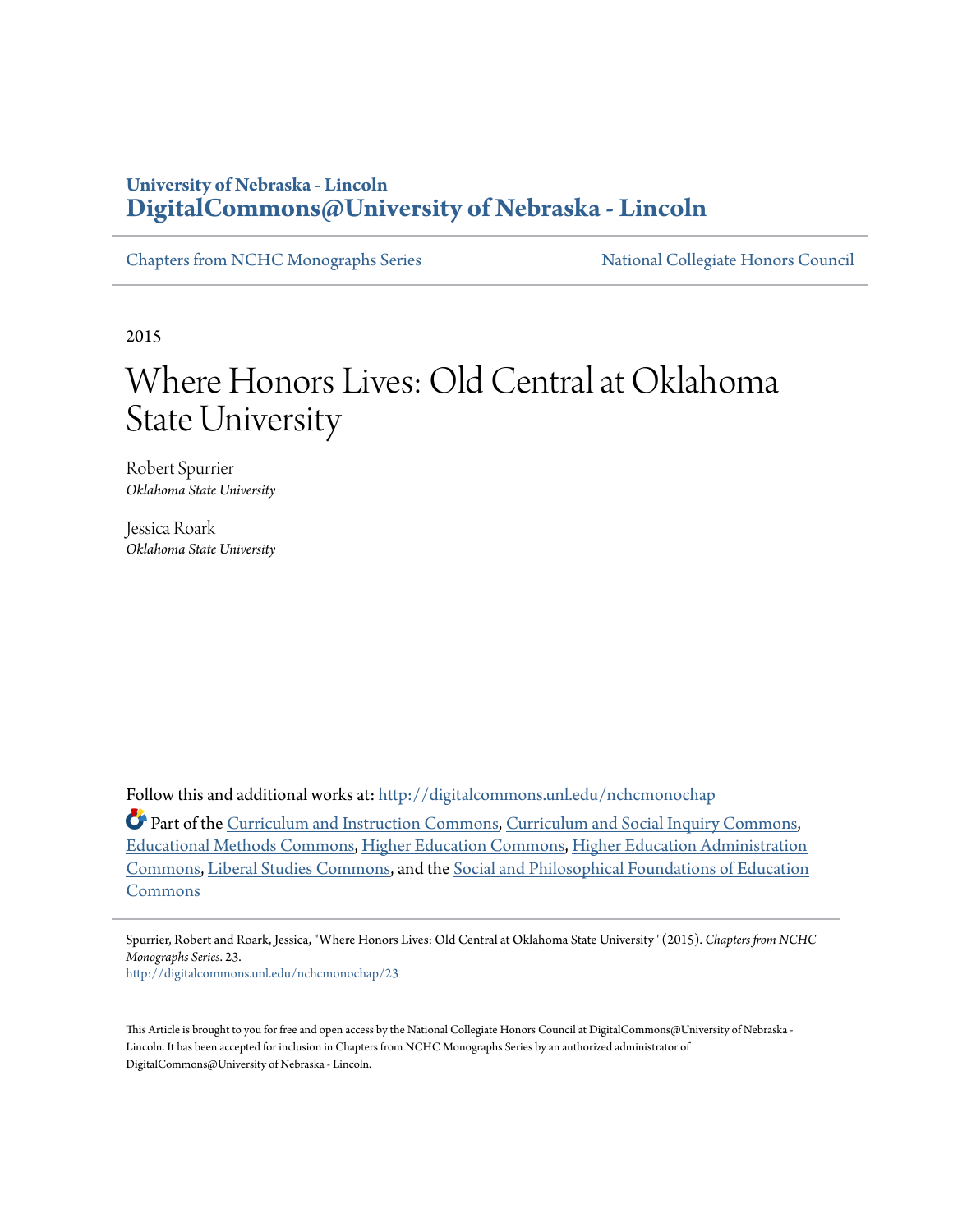University of Nebraska - Lincoln
**DigitalCommons@University of Nebraska - Lincoln**

Chapters from NCHC Monographs Series | National Collegiate Honors Council

2015

# Where Honors Lives: Old Central at Oklahoma State University

Robert Spurrier
*Oklahoma State University*

Jessica Roark
*Oklahoma State University*

Follow this and additional works at: http://digitalcommons.unl.edu/nchcmonochap

Part of the Curriculum and Instruction Commons, Curriculum and Social Inquiry Commons, Educational Methods Commons, Higher Education Commons, Higher Education Administration Commons, Liberal Studies Commons, and the Social and Philosophical Foundations of Education Commons

Spurrier, Robert and Roark, Jessica, "Where Honors Lives: Old Central at Oklahoma State University" (2015). *Chapters from NCHC Monographs Series*. 23.
http://digitalcommons.unl.edu/nchcmonochap/23

This Article is brought to you for free and open access by the National Collegiate Honors Council at DigitalCommons@University of Nebraska - Lincoln. It has been accepted for inclusion in Chapters from NCHC Monographs Series by an authorized administrator of DigitalCommons@University of Nebraska - Lincoln.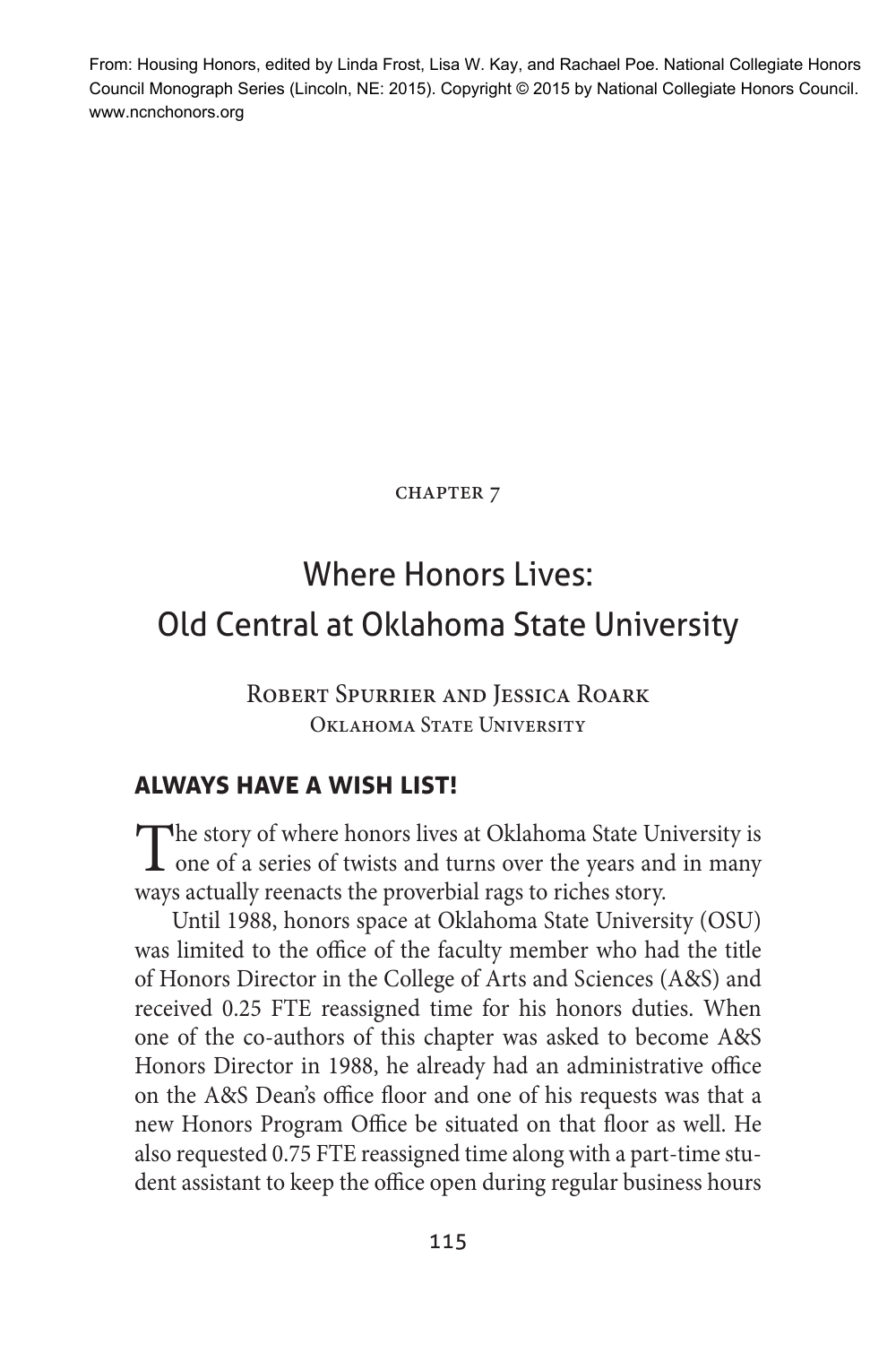From: Housing Honors, edited by Linda Frost, Lisa W. Kay, and Rachael Poe. National Collegiate Honors Council Monograph Series (Lincoln, NE: 2015). Copyright © 2015 by National Collegiate Honors Council. www.ncnchonors.org

CHAPTER 7

# Where Honors Lives: Old Central at Oklahoma State University

Robert Spurrier and Jessica Roark
Oklahoma State University

## ALWAYS HAVE A WISH LIST!

The story of where honors lives at Oklahoma State University is one of a series of twists and turns over the years and in many ways actually reenacts the proverbial rags to riches story.

Until 1988, honors space at Oklahoma State University (OSU) was limited to the office of the faculty member who had the title of Honors Director in the College of Arts and Sciences (A&S) and received 0.25 FTE reassigned time for his honors duties. When one of the co-authors of this chapter was asked to become A&S Honors Director in 1988, he already had an administrative office on the A&S Dean's office floor and one of his requests was that a new Honors Program Office be situated on that floor as well. He also requested 0.75 FTE reassigned time along with a part-time student assistant to keep the office open during regular business hours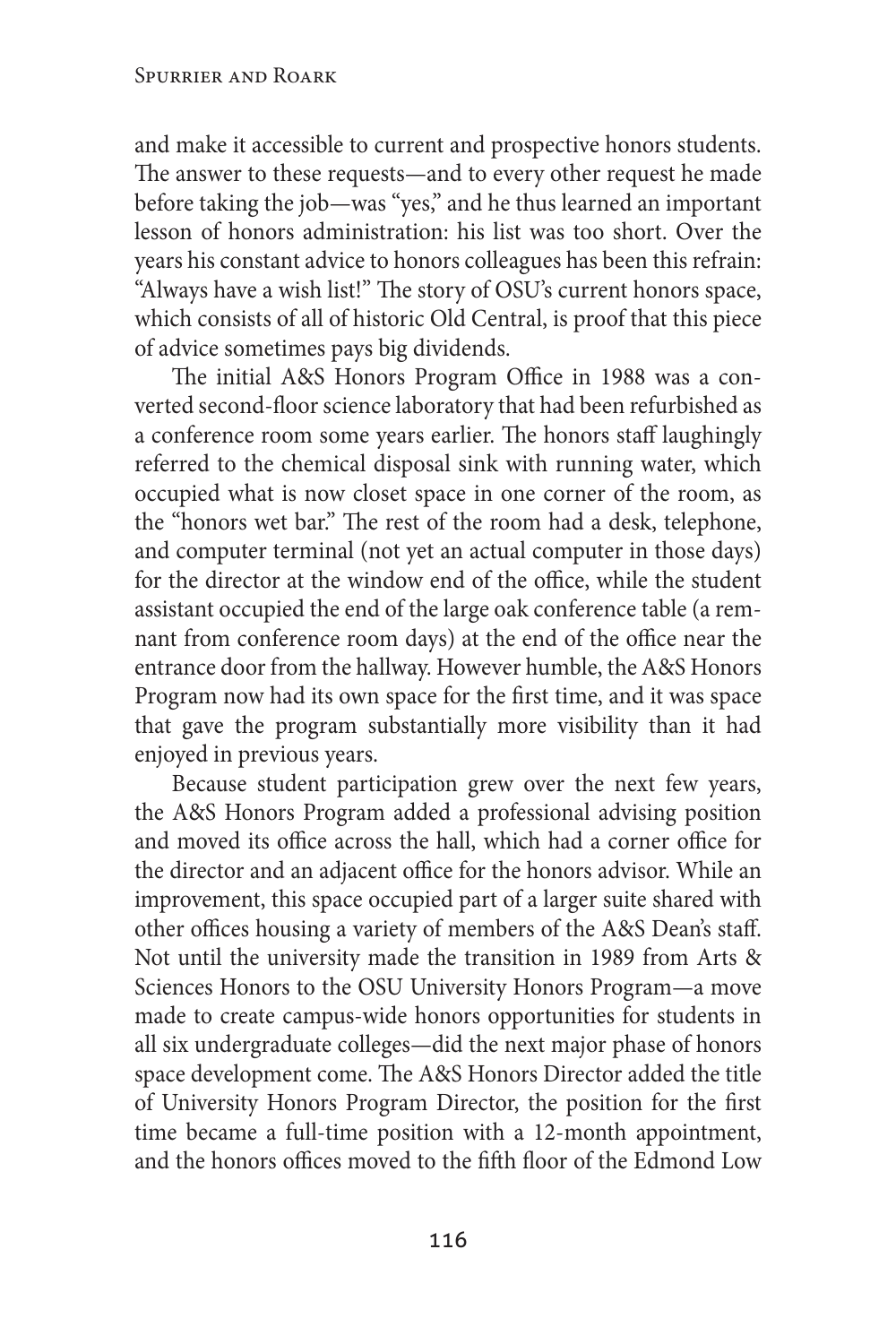and make it accessible to current and prospective honors students. The answer to these requests—and to every other request he made before taking the job—was "yes," and he thus learned an important lesson of honors administration: his list was too short. Over the years his constant advice to honors colleagues has been this refrain: "Always have a wish list!" The story of OSU's current honors space, which consists of all of historic Old Central, is proof that this piece of advice sometimes pays big dividends.

The initial A&S Honors Program Office in 1988 was a converted second-floor science laboratory that had been refurbished as a conference room some years earlier. The honors staff laughingly referred to the chemical disposal sink with running water, which occupied what is now closet space in one corner of the room, as the "honors wet bar." The rest of the room had a desk, telephone, and computer terminal (not yet an actual computer in those days) for the director at the window end of the office, while the student assistant occupied the end of the large oak conference table (a remnant from conference room days) at the end of the office near the entrance door from the hallway. However humble, the A&S Honors Program now had its own space for the first time, and it was space that gave the program substantially more visibility than it had enjoyed in previous years.

Because student participation grew over the next few years, the A&S Honors Program added a professional advising position and moved its office across the hall, which had a corner office for the director and an adjacent office for the honors advisor. While an improvement, this space occupied part of a larger suite shared with other offices housing a variety of members of the A&S Dean's staff. Not until the university made the transition in 1989 from Arts & Sciences Honors to the OSU University Honors Program—a move made to create campus-wide honors opportunities for students in all six undergraduate colleges—did the next major phase of honors space development come. The A&S Honors Director added the title of University Honors Program Director, the position for the first time became a full-time position with a 12-month appointment, and the honors offices moved to the fifth floor of the Edmond Low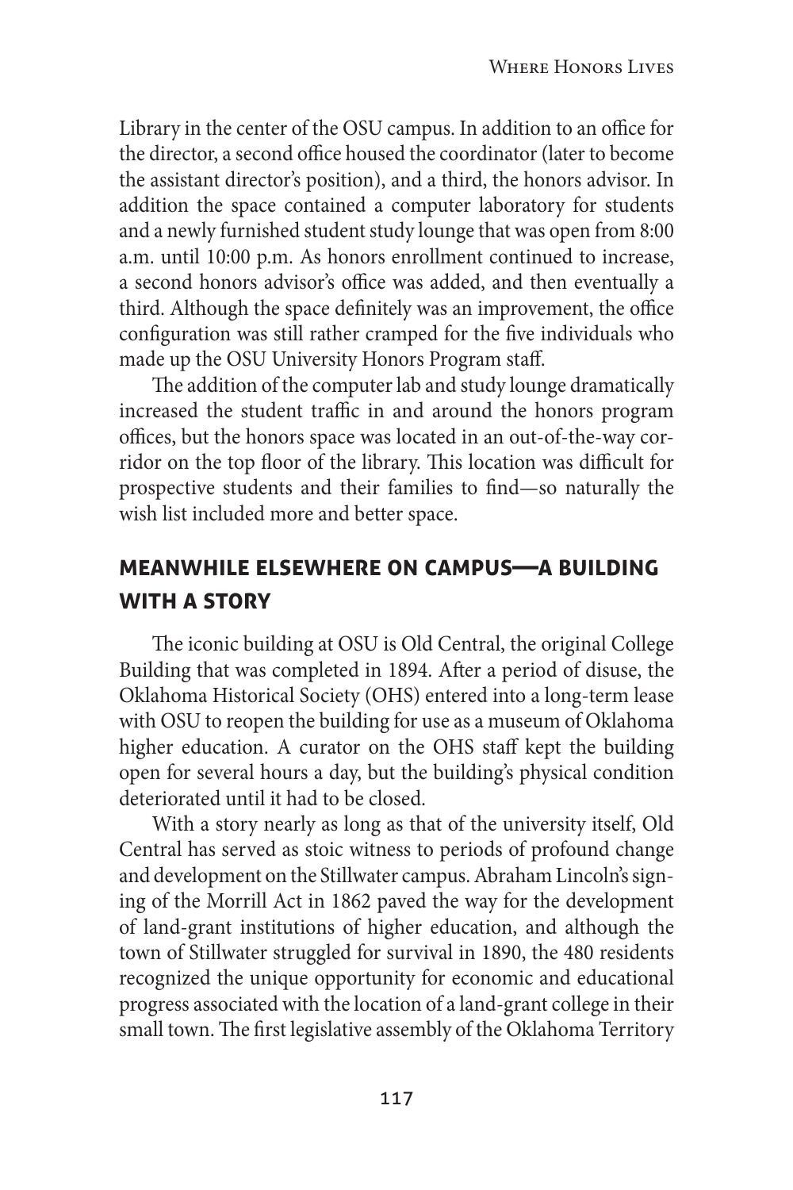Library in the center of the OSU campus. In addition to an office for the director, a second office housed the coordinator (later to become the assistant director's position), and a third, the honors advisor. In addition the space contained a computer laboratory for students and a newly furnished student study lounge that was open from 8:00 a.m. until 10:00 p.m. As honors enrollment continued to increase, a second honors advisor's office was added, and then eventually a third. Although the space definitely was an improvement, the office configuration was still rather cramped for the five individuals who made up the OSU University Honors Program staff.

The addition of the computer lab and study lounge dramatically increased the student traffic in and around the honors program offices, but the honors space was located in an out-of-the-way corridor on the top floor of the library. This location was difficult for prospective students and their families to find—so naturally the wish list included more and better space.

## MEANWHILE ELSEWHERE ON CAMPUS—A BUILDING WITH A STORY

The iconic building at OSU is Old Central, the original College Building that was completed in 1894. After a period of disuse, the Oklahoma Historical Society (OHS) entered into a long-term lease with OSU to reopen the building for use as a museum of Oklahoma higher education. A curator on the OHS staff kept the building open for several hours a day, but the building's physical condition deteriorated until it had to be closed.

With a story nearly as long as that of the university itself, Old Central has served as stoic witness to periods of profound change and development on the Stillwater campus. Abraham Lincoln's signing of the Morrill Act in 1862 paved the way for the development of land-grant institutions of higher education, and although the town of Stillwater struggled for survival in 1890, the 480 residents recognized the unique opportunity for economic and educational progress associated with the location of a land-grant college in their small town. The first legislative assembly of the Oklahoma Territory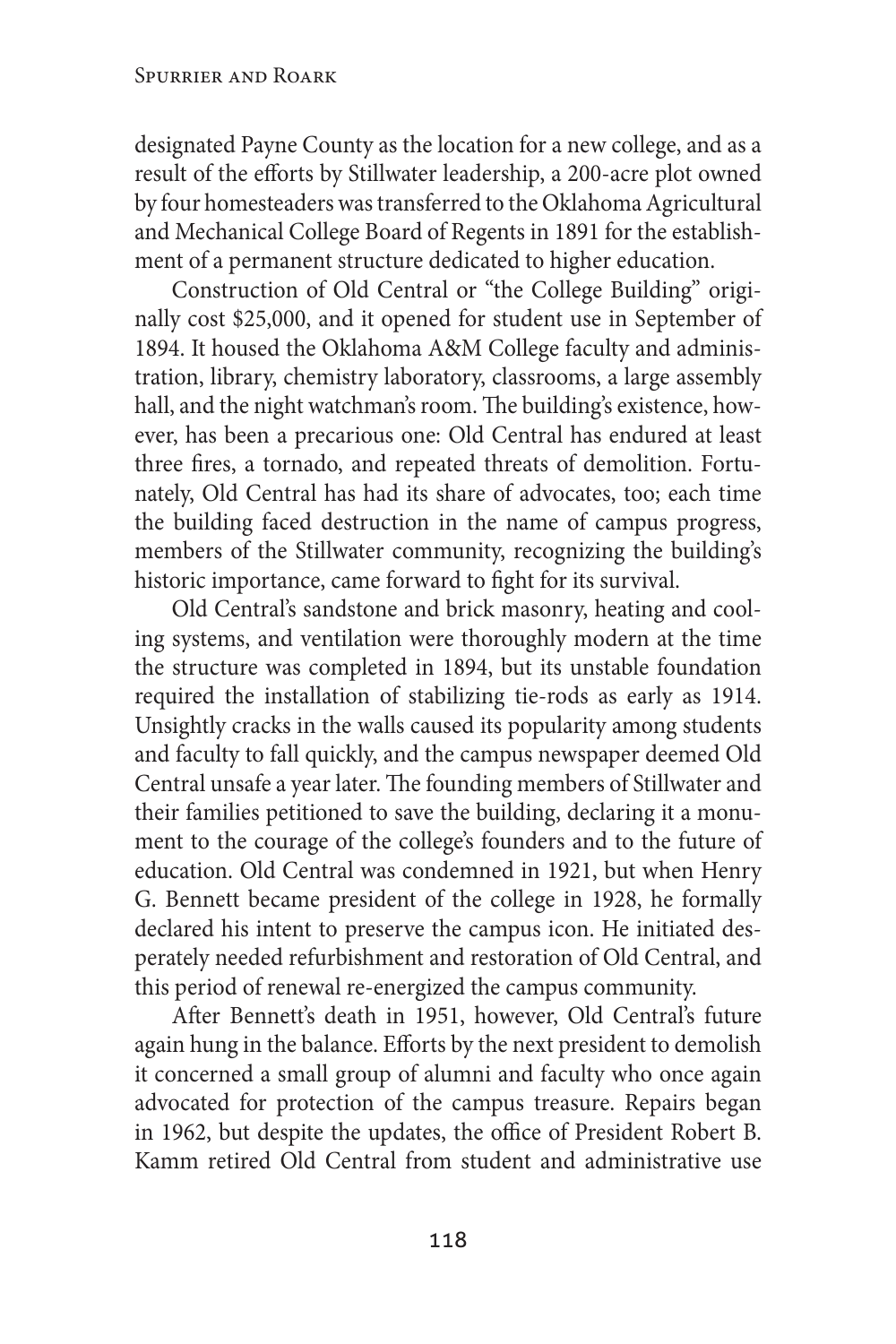designated Payne County as the location for a new college, and as a result of the efforts by Stillwater leadership, a 200-acre plot owned by four homesteaders was transferred to the Oklahoma Agricultural and Mechanical College Board of Regents in 1891 for the establishment of a permanent structure dedicated to higher education.

Construction of Old Central or "the College Building" originally cost $25,000, and it opened for student use in September of 1894. It housed the Oklahoma A&M College faculty and administration, library, chemistry laboratory, classrooms, a large assembly hall, and the night watchman's room. The building's existence, however, has been a precarious one: Old Central has endured at least three fires, a tornado, and repeated threats of demolition. Fortunately, Old Central has had its share of advocates, too; each time the building faced destruction in the name of campus progress, members of the Stillwater community, recognizing the building's historic importance, came forward to fight for its survival.

Old Central's sandstone and brick masonry, heating and cooling systems, and ventilation were thoroughly modern at the time the structure was completed in 1894, but its unstable foundation required the installation of stabilizing tie-rods as early as 1914. Unsightly cracks in the walls caused its popularity among students and faculty to fall quickly, and the campus newspaper deemed Old Central unsafe a year later. The founding members of Stillwater and their families petitioned to save the building, declaring it a monument to the courage of the college's founders and to the future of education. Old Central was condemned in 1921, but when Henry G. Bennett became president of the college in 1928, he formally declared his intent to preserve the campus icon. He initiated desperately needed refurbishment and restoration of Old Central, and this period of renewal re-energized the campus community.

After Bennett's death in 1951, however, Old Central's future again hung in the balance. Efforts by the next president to demolish it concerned a small group of alumni and faculty who once again advocated for protection of the campus treasure. Repairs began in 1962, but despite the updates, the office of President Robert B. Kamm retired Old Central from student and administrative use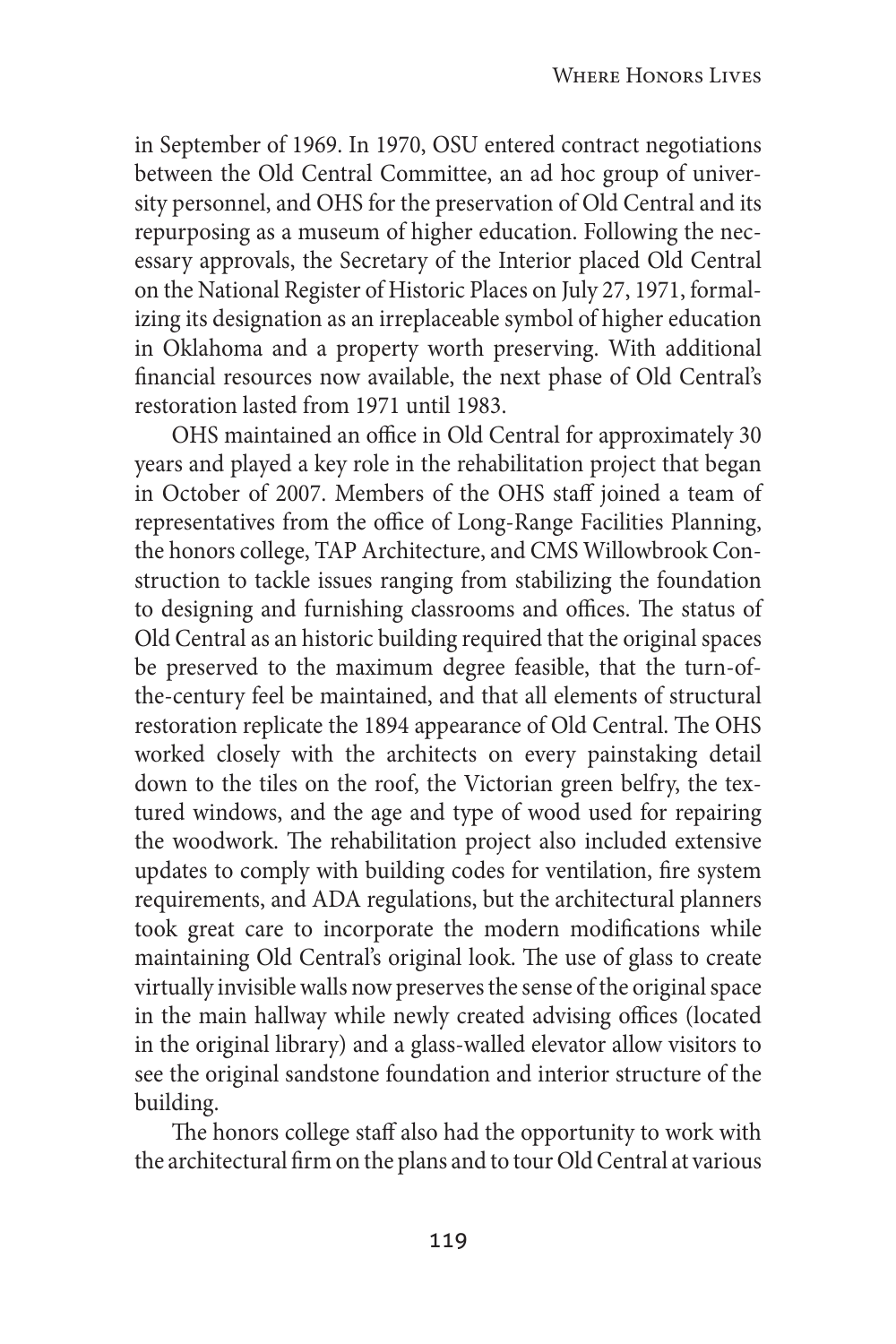in September of 1969. In 1970, OSU entered contract negotiations between the Old Central Committee, an ad hoc group of university personnel, and OHS for the preservation of Old Central and its repurposing as a museum of higher education. Following the necessary approvals, the Secretary of the Interior placed Old Central on the National Register of Historic Places on July 27, 1971, formalizing its designation as an irreplaceable symbol of higher education in Oklahoma and a property worth preserving. With additional financial resources now available, the next phase of Old Central's restoration lasted from 1971 until 1983.

OHS maintained an office in Old Central for approximately 30 years and played a key role in the rehabilitation project that began in October of 2007. Members of the OHS staff joined a team of representatives from the office of Long-Range Facilities Planning, the honors college, TAP Architecture, and CMS Willowbrook Construction to tackle issues ranging from stabilizing the foundation to designing and furnishing classrooms and offices. The status of Old Central as an historic building required that the original spaces be preserved to the maximum degree feasible, that the turn-of-the-century feel be maintained, and that all elements of structural restoration replicate the 1894 appearance of Old Central. The OHS worked closely with the architects on every painstaking detail down to the tiles on the roof, the Victorian green belfry, the textured windows, and the age and type of wood used for repairing the woodwork. The rehabilitation project also included extensive updates to comply with building codes for ventilation, fire system requirements, and ADA regulations, but the architectural planners took great care to incorporate the modern modifications while maintaining Old Central's original look. The use of glass to create virtually invisible walls now preserves the sense of the original space in the main hallway while newly created advising offices (located in the original library) and a glass-walled elevator allow visitors to see the original sandstone foundation and interior structure of the building.

The honors college staff also had the opportunity to work with the architectural firm on the plans and to tour Old Central at various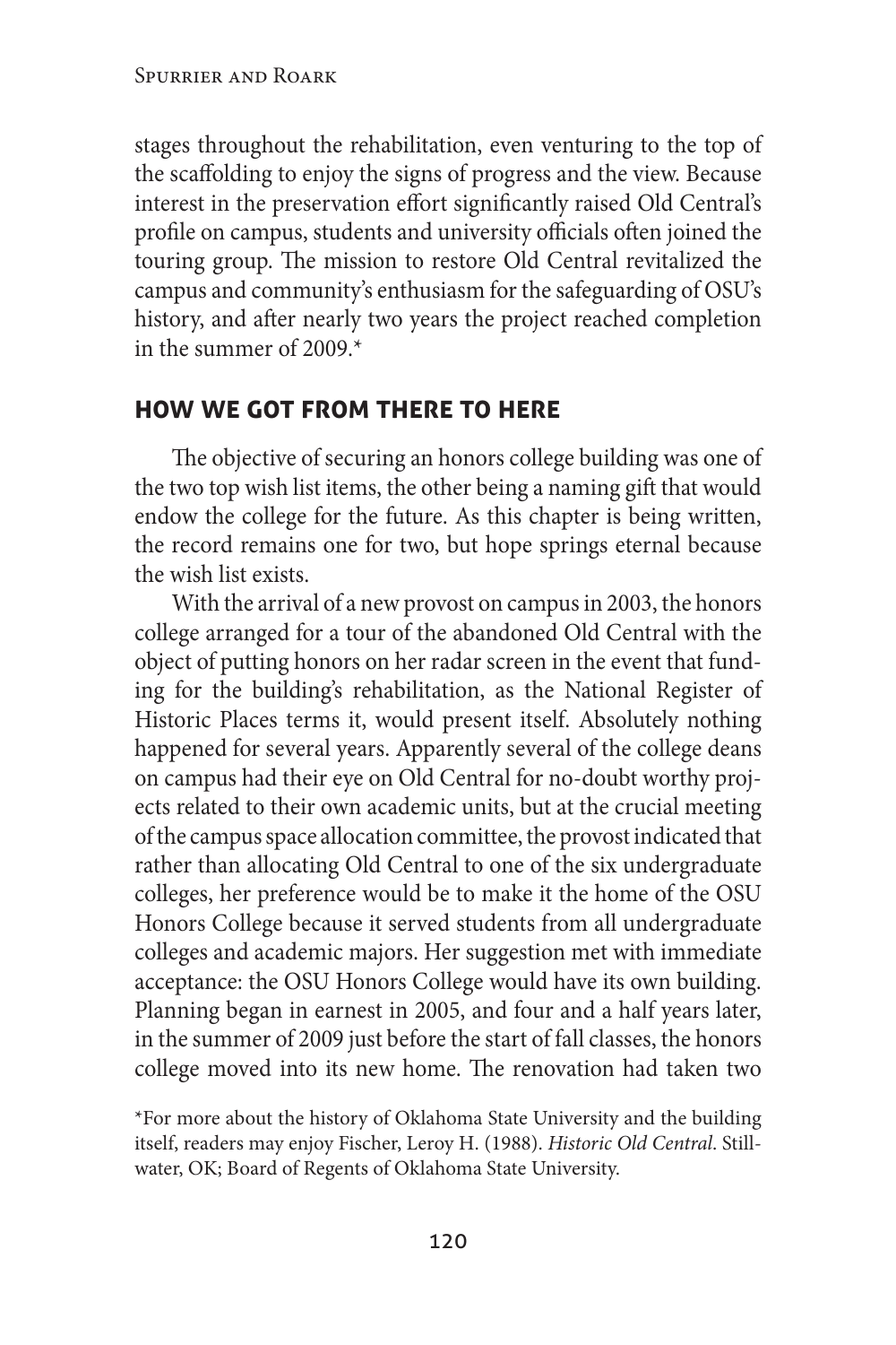stages throughout the rehabilitation, even venturing to the top of the scaffolding to enjoy the signs of progress and the view. Because interest in the preservation effort significantly raised Old Central's profile on campus, students and university officials often joined the touring group. The mission to restore Old Central revitalized the campus and community's enthusiasm for the safeguarding of OSU's history, and after nearly two years the project reached completion in the summer of 2009.*

## HOW WE GOT FROM THERE TO HERE

The objective of securing an honors college building was one of the two top wish list items, the other being a naming gift that would endow the college for the future. As this chapter is being written, the record remains one for two, but hope springs eternal because the wish list exists.

With the arrival of a new provost on campus in 2003, the honors college arranged for a tour of the abandoned Old Central with the object of putting honors on her radar screen in the event that funding for the building's rehabilitation, as the National Register of Historic Places terms it, would present itself. Absolutely nothing happened for several years. Apparently several of the college deans on campus had their eye on Old Central for no-doubt worthy projects related to their own academic units, but at the crucial meeting of the campus space allocation committee, the provost indicated that rather than allocating Old Central to one of the six undergraduate colleges, her preference would be to make it the home of the OSU Honors College because it served students from all undergraduate colleges and academic majors. Her suggestion met with immediate acceptance: the OSU Honors College would have its own building. Planning began in earnest in 2005, and four and a half years later, in the summer of 2009 just before the start of fall classes, the honors college moved into its new home. The renovation had taken two

*For more about the history of Oklahoma State University and the building itself, readers may enjoy Fischer, Leroy H. (1988). *Historic Old Central*. Stillwater, OK; Board of Regents of Oklahoma State University.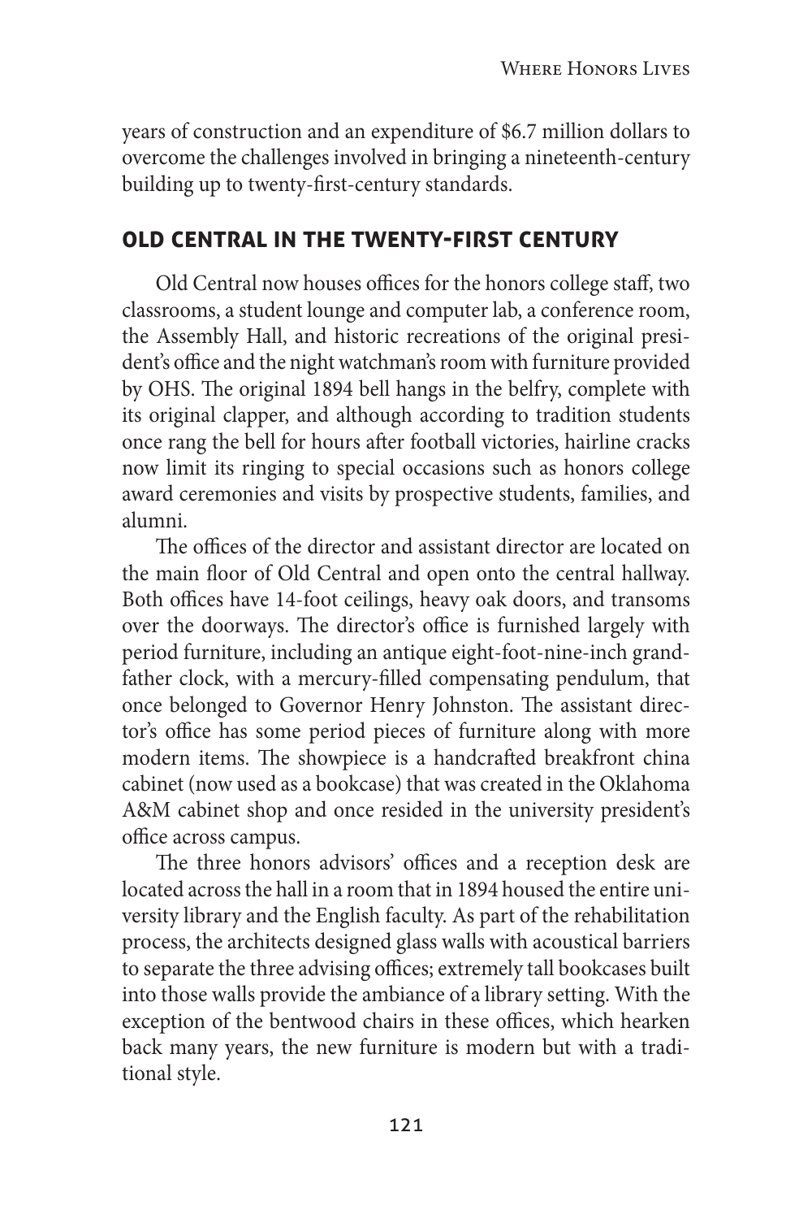years of construction and an expenditure of $6.7 million dollars to overcome the challenges involved in bringing a nineteenth-century building up to twenty-first-century standards.

## OLD CENTRAL IN THE TWENTY-FIRST CENTURY

Old Central now houses offices for the honors college staff, two classrooms, a student lounge and computer lab, a conference room, the Assembly Hall, and historic recreations of the original president's office and the night watchman's room with furniture provided by OHS. The original 1894 bell hangs in the belfry, complete with its original clapper, and although according to tradition students once rang the bell for hours after football victories, hairline cracks now limit its ringing to special occasions such as honors college award ceremonies and visits by prospective students, families, and alumni.

The offices of the director and assistant director are located on the main floor of Old Central and open onto the central hallway. Both offices have 14-foot ceilings, heavy oak doors, and transoms over the doorways. The director's office is furnished largely with period furniture, including an antique eight-foot-nine-inch grandfather clock, with a mercury-filled compensating pendulum, that once belonged to Governor Henry Johnston. The assistant director's office has some period pieces of furniture along with more modern items. The showpiece is a handcrafted breakfront china cabinet (now used as a bookcase) that was created in the Oklahoma A&M cabinet shop and once resided in the university president's office across campus.

The three honors advisors' offices and a reception desk are located across the hall in a room that in 1894 housed the entire university library and the English faculty. As part of the rehabilitation process, the architects designed glass walls with acoustical barriers to separate the three advising offices; extremely tall bookcases built into those walls provide the ambiance of a library setting. With the exception of the bentwood chairs in these offices, which hearken back many years, the new furniture is modern but with a traditional style.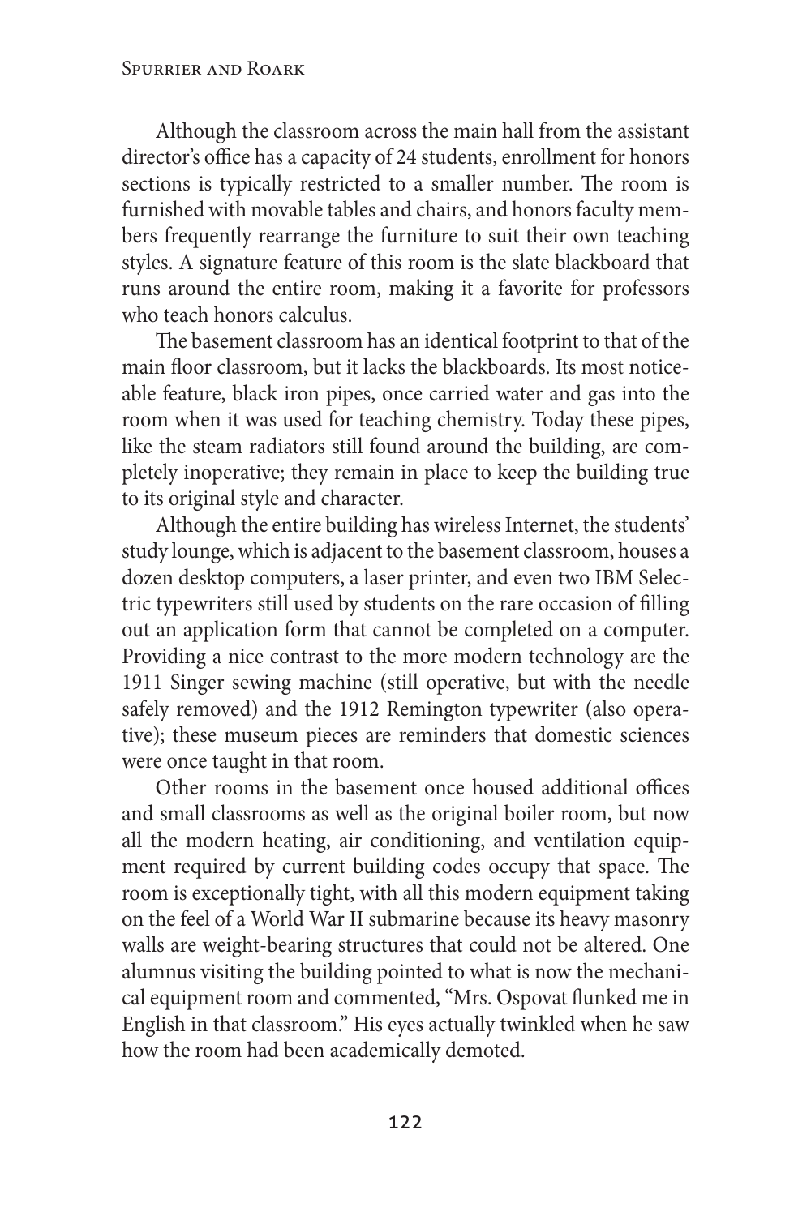Although the classroom across the main hall from the assistant director's office has a capacity of 24 students, enrollment for honors sections is typically restricted to a smaller number. The room is furnished with movable tables and chairs, and honors faculty members frequently rearrange the furniture to suit their own teaching styles. A signature feature of this room is the slate blackboard that runs around the entire room, making it a favorite for professors who teach honors calculus.

The basement classroom has an identical footprint to that of the main floor classroom, but it lacks the blackboards. Its most noticeable feature, black iron pipes, once carried water and gas into the room when it was used for teaching chemistry. Today these pipes, like the steam radiators still found around the building, are completely inoperative; they remain in place to keep the building true to its original style and character.

Although the entire building has wireless Internet, the students' study lounge, which is adjacent to the basement classroom, houses a dozen desktop computers, a laser printer, and even two IBM Selectric typewriters still used by students on the rare occasion of filling out an application form that cannot be completed on a computer. Providing a nice contrast to the more modern technology are the 1911 Singer sewing machine (still operative, but with the needle safely removed) and the 1912 Remington typewriter (also operative); these museum pieces are reminders that domestic sciences were once taught in that room.

Other rooms in the basement once housed additional offices and small classrooms as well as the original boiler room, but now all the modern heating, air conditioning, and ventilation equipment required by current building codes occupy that space. The room is exceptionally tight, with all this modern equipment taking on the feel of a World War II submarine because its heavy masonry walls are weight-bearing structures that could not be altered. One alumnus visiting the building pointed to what is now the mechanical equipment room and commented, "Mrs. Ospovat flunked me in English in that classroom." His eyes actually twinkled when he saw how the room had been academically demoted.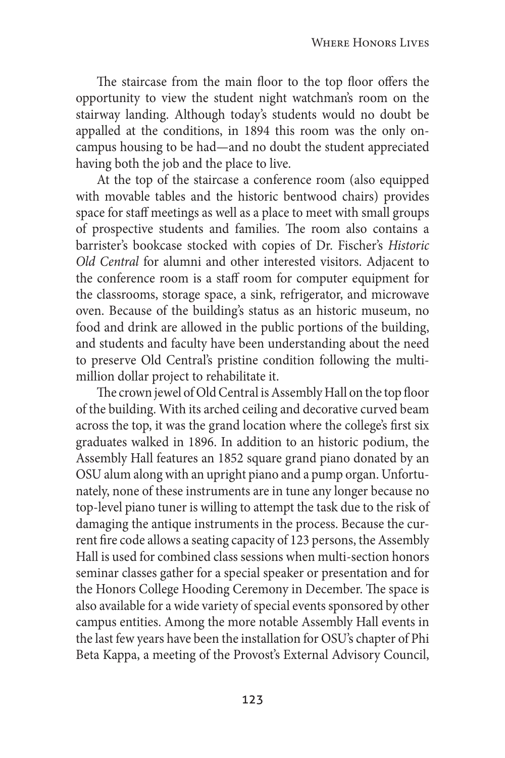The staircase from the main floor to the top floor offers the opportunity to view the student night watchman's room on the stairway landing. Although today's students would no doubt be appalled at the conditions, in 1894 this room was the only on-campus housing to be had—and no doubt the student appreciated having both the job and the place to live.

At the top of the staircase a conference room (also equipped with movable tables and the historic bentwood chairs) provides space for staff meetings as well as a place to meet with small groups of prospective students and families. The room also contains a barrister's bookcase stocked with copies of Dr. Fischer's *Historic Old Central* for alumni and other interested visitors. Adjacent to the conference room is a staff room for computer equipment for the classrooms, storage space, a sink, refrigerator, and microwave oven. Because of the building's status as an historic museum, no food and drink are allowed in the public portions of the building, and students and faculty have been understanding about the need to preserve Old Central's pristine condition following the multi-million dollar project to rehabilitate it.

The crown jewel of Old Central is Assembly Hall on the top floor of the building. With its arched ceiling and decorative curved beam across the top, it was the grand location where the college's first six graduates walked in 1896. In addition to an historic podium, the Assembly Hall features an 1852 square grand piano donated by an OSU alum along with an upright piano and a pump organ. Unfortunately, none of these instruments are in tune any longer because no top-level piano tuner is willing to attempt the task due to the risk of damaging the antique instruments in the process. Because the current fire code allows a seating capacity of 123 persons, the Assembly Hall is used for combined class sessions when multi-section honors seminar classes gather for a special speaker or presentation and for the Honors College Hooding Ceremony in December. The space is also available for a wide variety of special events sponsored by other campus entities. Among the more notable Assembly Hall events in the last few years have been the installation for OSU's chapter of Phi Beta Kappa, a meeting of the Provost's External Advisory Council,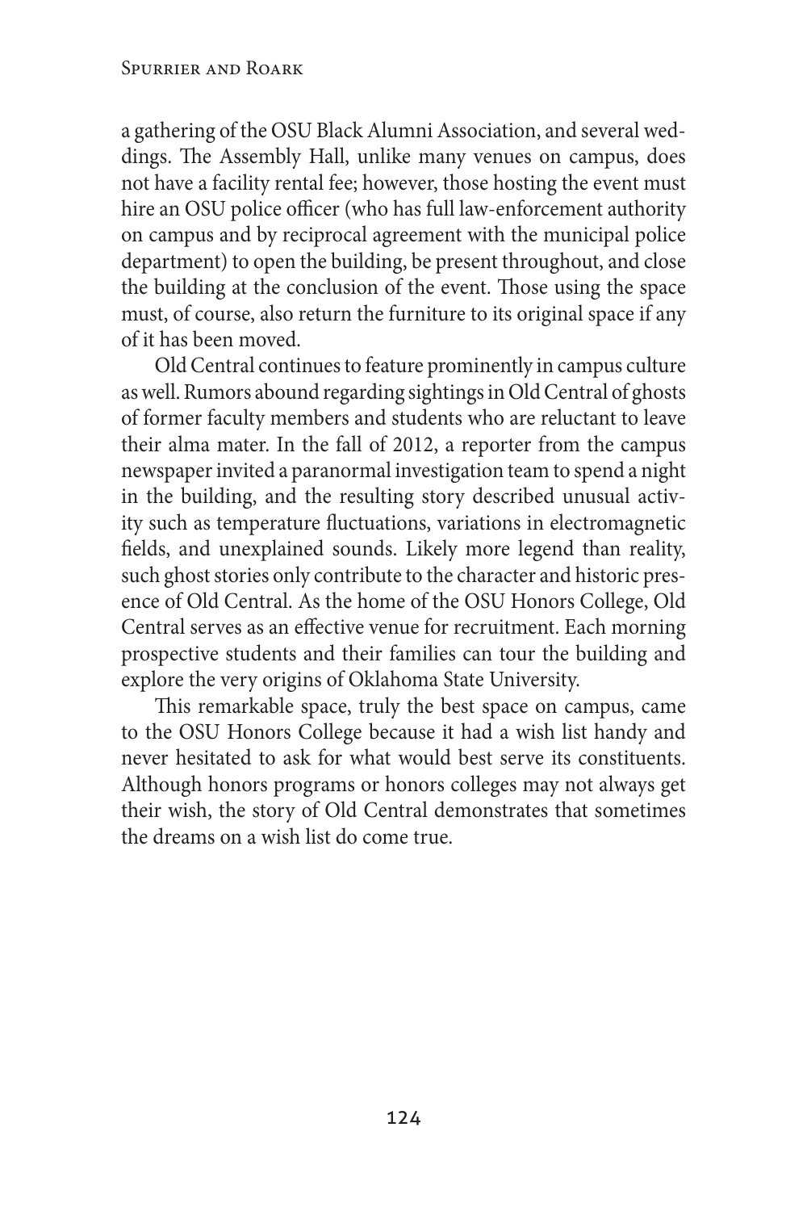a gathering of the OSU Black Alumni Association, and several weddings. The Assembly Hall, unlike many venues on campus, does not have a facility rental fee; however, those hosting the event must hire an OSU police officer (who has full law-enforcement authority on campus and by reciprocal agreement with the municipal police department) to open the building, be present throughout, and close the building at the conclusion of the event. Those using the space must, of course, also return the furniture to its original space if any of it has been moved.

Old Central continues to feature prominently in campus culture as well. Rumors abound regarding sightings in Old Central of ghosts of former faculty members and students who are reluctant to leave their alma mater. In the fall of 2012, a reporter from the campus newspaper invited a paranormal investigation team to spend a night in the building, and the resulting story described unusual activity such as temperature fluctuations, variations in electromagnetic fields, and unexplained sounds. Likely more legend than reality, such ghost stories only contribute to the character and historic presence of Old Central. As the home of the OSU Honors College, Old Central serves as an effective venue for recruitment. Each morning prospective students and their families can tour the building and explore the very origins of Oklahoma State University.

This remarkable space, truly the best space on campus, came to the OSU Honors College because it had a wish list handy and never hesitated to ask for what would best serve its constituents. Although honors programs or honors colleges may not always get their wish, the story of Old Central demonstrates that sometimes the dreams on a wish list do come true.